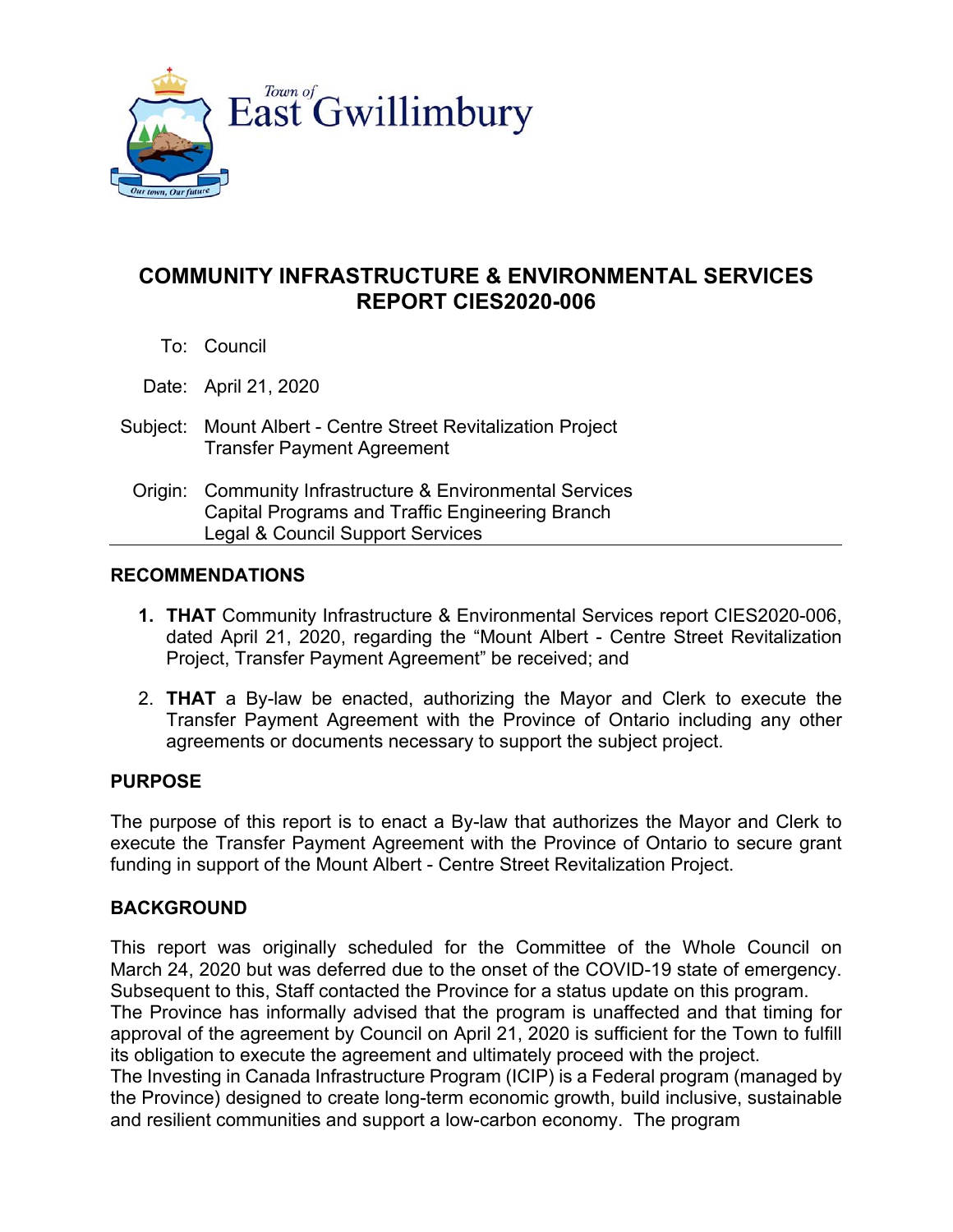Town of East Gwillimbury

# COMMUNITY INFRASTRUCTURE & ENVIRONMENTAL SERVICES REPORT CIES2020-006

To: Council

Date: April 21, 2020

Subject: Mount Albert - Centre Street Revitalization Project Transfer Payment Agreement

Origin: Community Infrastructure & Environmental Services Capital Programs and Traffic Engineering Branch Legal & Council Support Services

## RECOMMENDATIONS

1. **THAT** Community Infrastructure & Environmental Services report CIES2020-006, dated April 21, 2020, regarding the "Mount Albert - Centre Street Revitalization Project, Transfer Payment Agreement" be received; and
2. **THAT** a By-law be enacted, authorizing the Mayor and Clerk to execute the Transfer Payment Agreement with the Province of Ontario including any other agreements or documents necessary to support the subject project.

## PURPOSE

The purpose of this report is to enact a By-law that authorizes the Mayor and Clerk to execute the Transfer Payment Agreement with the Province of Ontario to secure grant funding in support of the Mount Albert - Centre Street Revitalization Project.

## BACKGROUND

This report was originally scheduled for the Committee of the Whole Council on March 24, 2020 but was deferred due to the onset of the COVID-19 state of emergency. Subsequent to this, Staff contacted the Province for a status update on this program.

The Province has informally advised that the program is unaffected and that timing for approval of the agreement by Council on April 21, 2020 is sufficient for the Town to fulfill its obligation to execute the agreement and ultimately proceed with the project.

The Investing in Canada Infrastructure Program (ICIP) is a Federal program (managed by the Province) designed to create long-term economic growth, build inclusive, sustainable and resilient communities and support a low-carbon economy. The program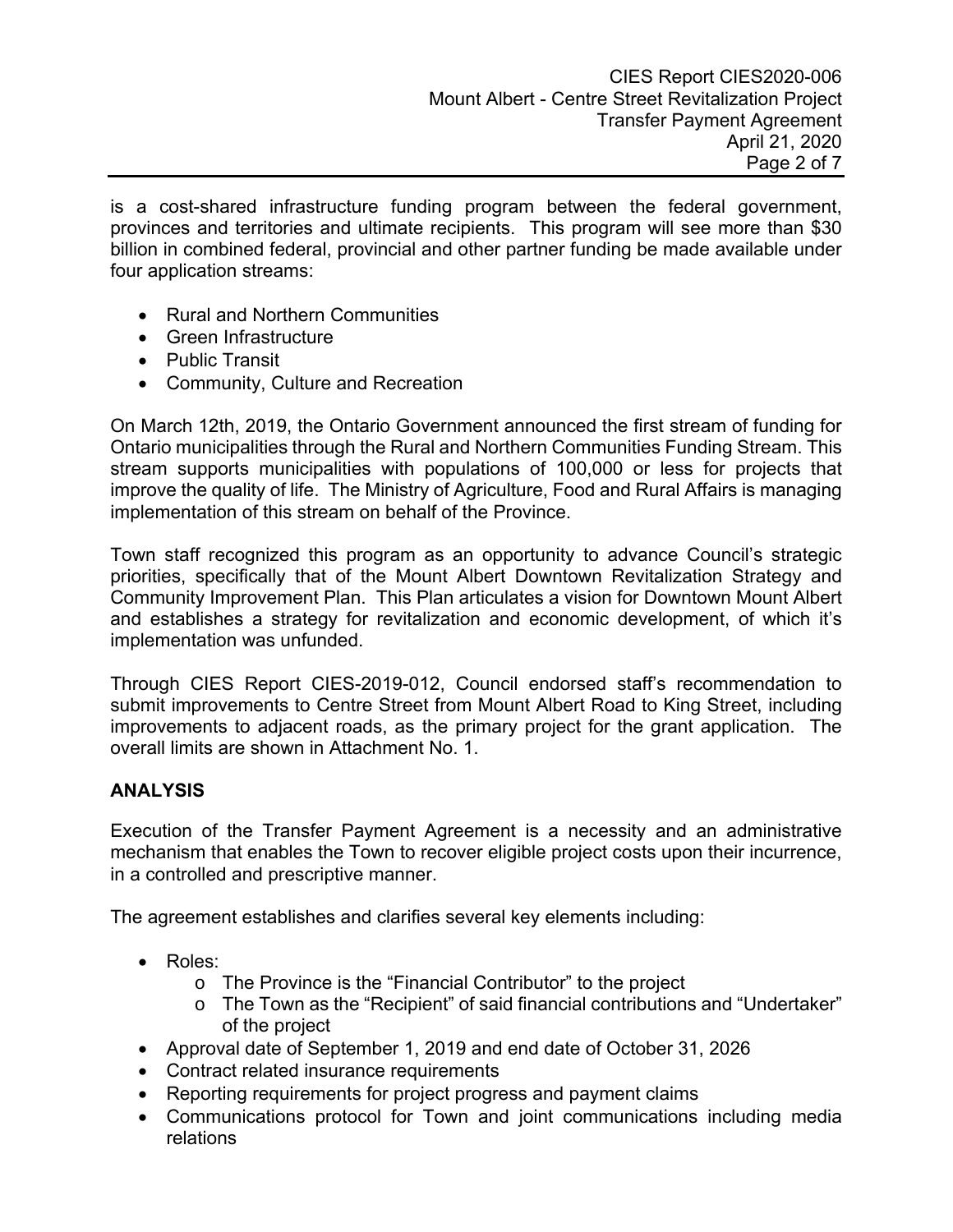is a cost-shared infrastructure funding program between the federal government, provinces and territories and ultimate recipients. This program will see more than $30 billion in combined federal, provincial and other partner funding be made available under four application streams:

- Rural and Northern Communities
- Green Infrastructure
- Public Transit
- Community, Culture and Recreation

On March 12th, 2019, the Ontario Government announced the first stream of funding for Ontario municipalities through the Rural and Northern Communities Funding Stream. This stream supports municipalities with populations of 100,000 or less for projects that improve the quality of life. The Ministry of Agriculture, Food and Rural Affairs is managing implementation of this stream on behalf of the Province.

Town staff recognized this program as an opportunity to advance Council's strategic priorities, specifically that of the Mount Albert Downtown Revitalization Strategy and Community Improvement Plan. This Plan articulates a vision for Downtown Mount Albert and establishes a strategy for revitalization and economic development, of which it's implementation was unfunded.

Through CIES Report CIES-2019-012, Council endorsed staff's recommendation to submit improvements to Centre Street from Mount Albert Road to King Street, including improvements to adjacent roads, as the primary project for the grant application. The overall limits are shown in Attachment No. 1.

## ANALYSIS

Execution of the Transfer Payment Agreement is a necessity and an administrative mechanism that enables the Town to recover eligible project costs upon their incurrence, in a controlled and prescriptive manner.

The agreement establishes and clarifies several key elements including:

- Roles:
  - The Province is the "Financial Contributor" to the project
  - The Town as the "Recipient" of said financial contributions and "Undertaker" of the project
- Approval date of September 1, 2019 and end date of October 31, 2026
- Contract related insurance requirements
- Reporting requirements for project progress and payment claims
- Communications protocol for Town and joint communications including media relations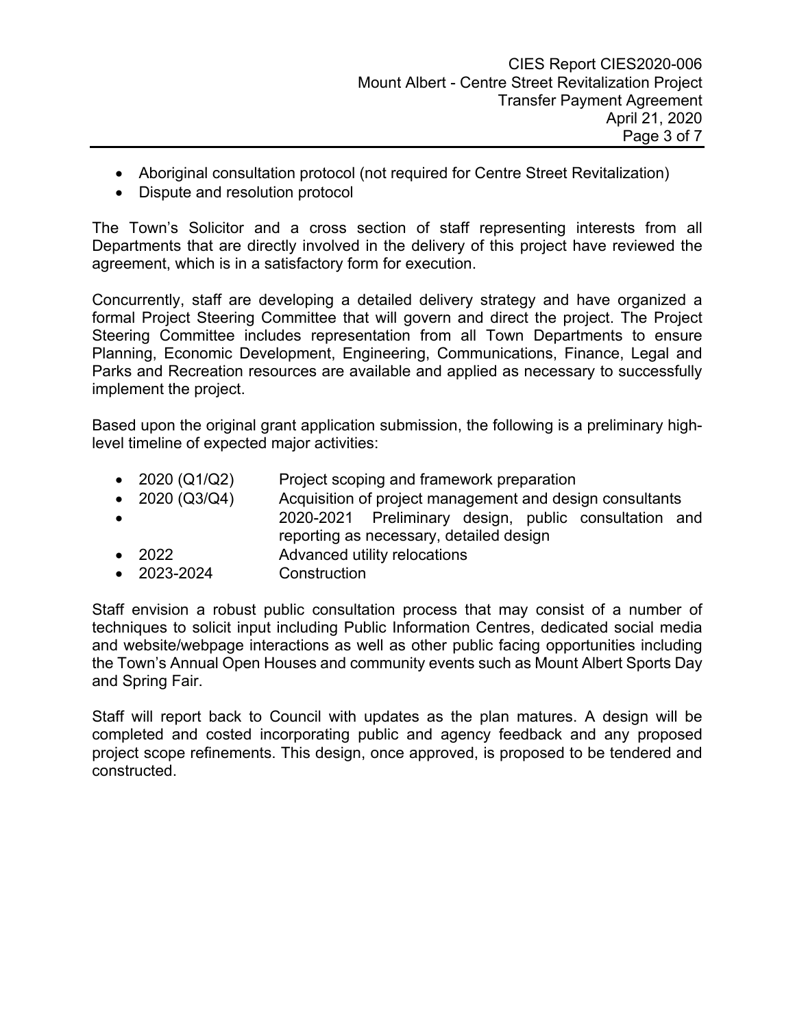- Aboriginal consultation protocol (not required for Centre Street Revitalization)
- Dispute and resolution protocol

The Town's Solicitor and a cross section of staff representing interests from all Departments that are directly involved in the delivery of this project have reviewed the agreement, which is in a satisfactory form for execution.

Concurrently, staff are developing a detailed delivery strategy and have organized a formal Project Steering Committee that will govern and direct the project. The Project Steering Committee includes representation from all Town Departments to ensure Planning, Economic Development, Engineering, Communications, Finance, Legal and Parks and Recreation resources are available and applied as necessary to successfully implement the project.

Based upon the original grant application submission, the following is a preliminary high-level timeline of expected major activities:

- 2020 (Q1/Q2) Project scoping and framework preparation
- 2020 (Q3/Q4) Acquisition of project management and design consultants
- 2020-2021 Preliminary design, public consultation and reporting as necessary, detailed design
- 2022 Advanced utility relocations
- 2023-2024 Construction

Staff envision a robust public consultation process that may consist of a number of techniques to solicit input including Public Information Centres, dedicated social media and website/webpage interactions as well as other public facing opportunities including the Town's Annual Open Houses and community events such as Mount Albert Sports Day and Spring Fair.

Staff will report back to Council with updates as the plan matures. A design will be completed and costed incorporating public and agency feedback and any proposed project scope refinements. This design, once approved, is proposed to be tendered and constructed.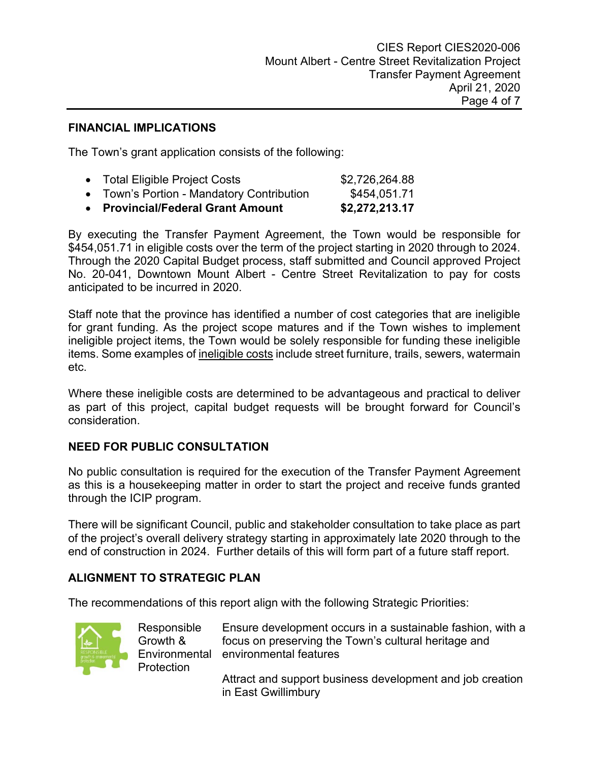## FINANCIAL IMPLICATIONS

The Town's grant application consists of the following:

- Total Eligible Project Costs $2,726,264.88
- Town's Portion - Mandatory Contribution $454,051.71
- **Provincial/Federal Grant Amount $2,272,213.17**

By executing the Transfer Payment Agreement, the Town would be responsible for $454,051.71 in eligible costs over the term of the project starting in 2020 through to 2024. Through the 2020 Capital Budget process, staff submitted and Council approved Project No. 20-041, Downtown Mount Albert - Centre Street Revitalization to pay for costs anticipated to be incurred in 2020.

Staff note that the province has identified a number of cost categories that are ineligible for grant funding. As the project scope matures and if the Town wishes to implement ineligible project items, the Town would be solely responsible for funding these ineligible items. Some examples of ineligible costs include street furniture, trails, sewers, watermain etc.

Where these ineligible costs are determined to be advantageous and practical to deliver as part of this project, capital budget requests will be brought forward for Council's consideration.

## NEED FOR PUBLIC CONSULTATION

No public consultation is required for the execution of the Transfer Payment Agreement as this is a housekeeping matter in order to start the project and receive funds granted through the ICIP program.

There will be significant Council, public and stakeholder consultation to take place as part of the project's overall delivery strategy starting in approximately late 2020 through to the end of construction in 2024. Further details of this will form part of a future staff report.

## ALIGNMENT TO STRATEGIC PLAN

The recommendations of this report align with the following Strategic Priorities:

| Responsible Growth & Environmental Protection | Ensure development occurs in a sustainable fashion, with a focus on preserving the Town's cultural heritage and environmental features |
| --- | --- |
| | Attract and support business development and job creation in East Gwillimbury |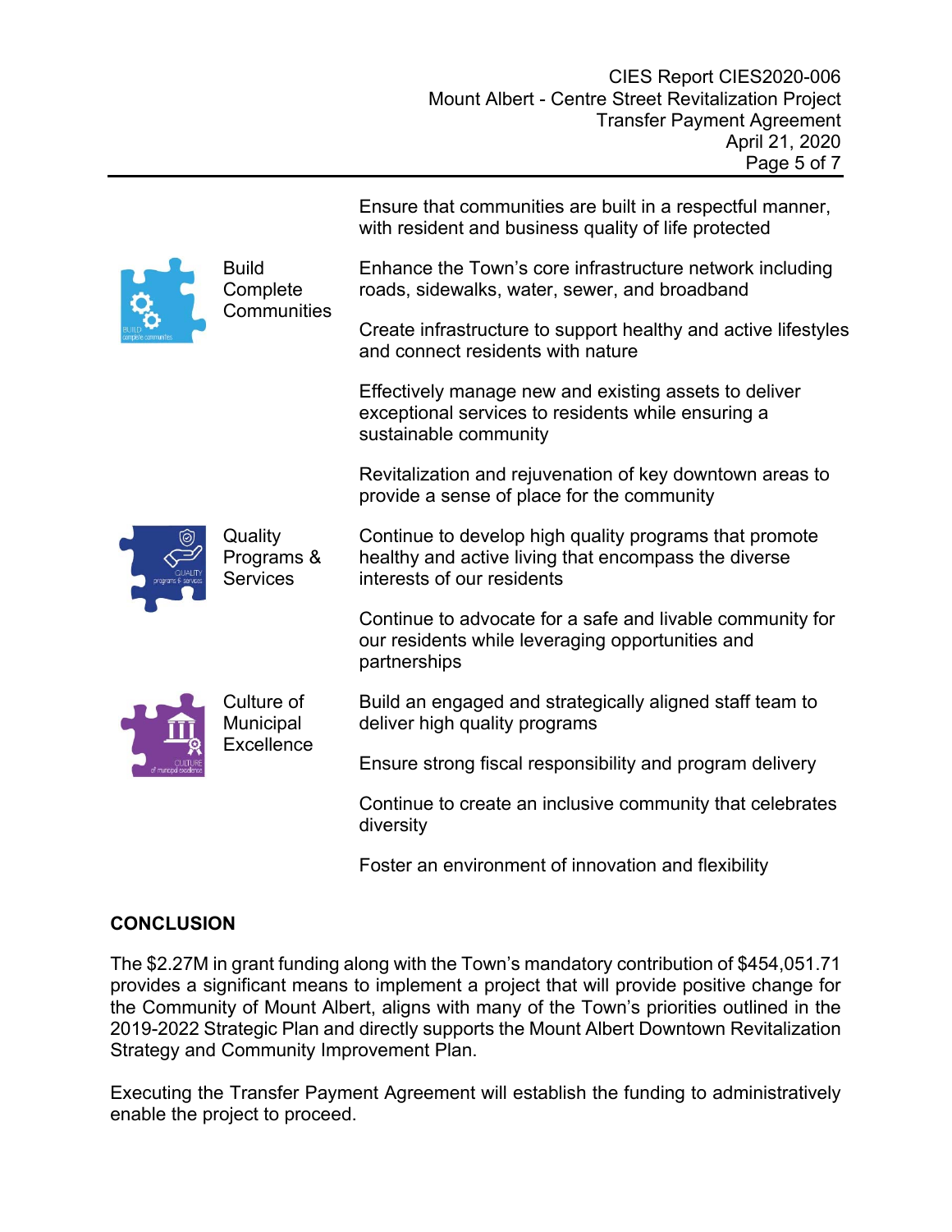| | |
|---|---|
| | Ensure that communities are built in a respectful manner, with resident and business quality of life protected |
| Build Complete Communities | Enhance the Town's core infrastructure network including roads, sidewalks, water, sewer, and broadband |
| | Create infrastructure to support healthy and active lifestyles and connect residents with nature |
| | Effectively manage new and existing assets to deliver exceptional services to residents while ensuring a sustainable community |
| | Revitalization and rejuvenation of key downtown areas to provide a sense of place for the community |
| Quality Programs & Services | Continue to develop high quality programs that promote healthy and active living that encompass the diverse interests of our residents |
| | Continue to advocate for a safe and livable community for our residents while leveraging opportunities and partnerships |
| Culture of Municipal Excellence | Build an engaged and strategically aligned staff team to deliver high quality programs |
| | Ensure strong fiscal responsibility and program delivery |
| | Continue to create an inclusive community that celebrates diversity |
| | Foster an environment of innovation and flexibility |

## CONCLUSION

The $2.27M in grant funding along with the Town's mandatory contribution of $454,051.71 provides a significant means to implement a project that will provide positive change for the Community of Mount Albert, aligns with many of the Town's priorities outlined in the 2019-2022 Strategic Plan and directly supports the Mount Albert Downtown Revitalization Strategy and Community Improvement Plan.

Executing the Transfer Payment Agreement will establish the funding to administratively enable the project to proceed.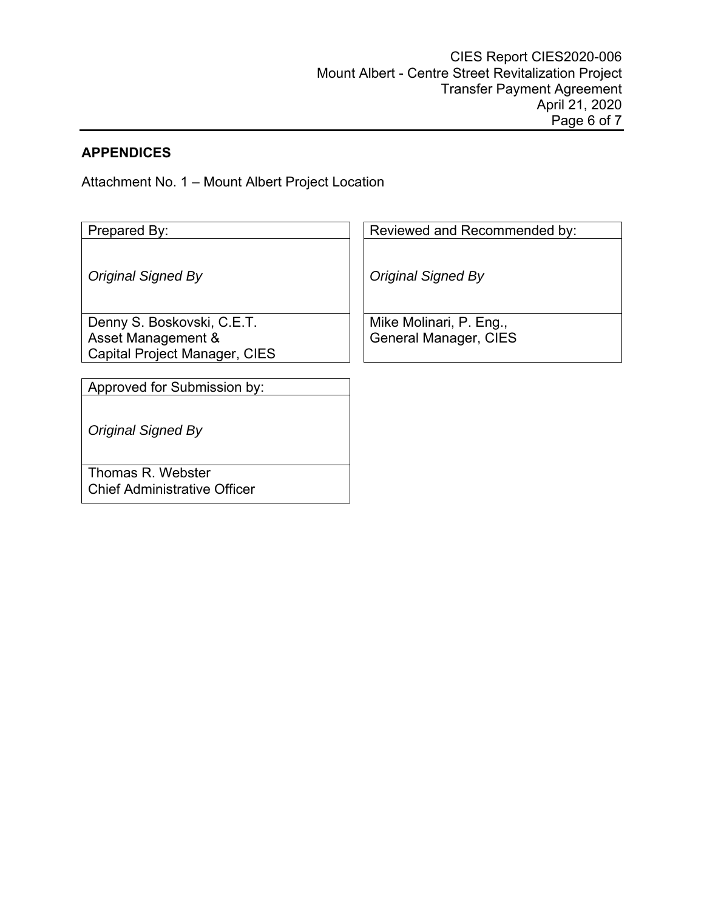## APPENDICES

Attachment No. 1 – Mount Albert Project Location

| Prepared By: |
| --- |
| *Original Signed By* |
| Denny S. Boskovski, C.E.T.<br>Asset Management &<br>Capital Project Manager, CIES |

| Reviewed and Recommended by: |
| --- |
| *Original Signed By* |
| Mike Molinari, P. Eng.,<br>General Manager, CIES |

| Approved for Submission by: |
| --- |
| *Original Signed By* |
| Thomas R. Webster<br>Chief Administrative Officer |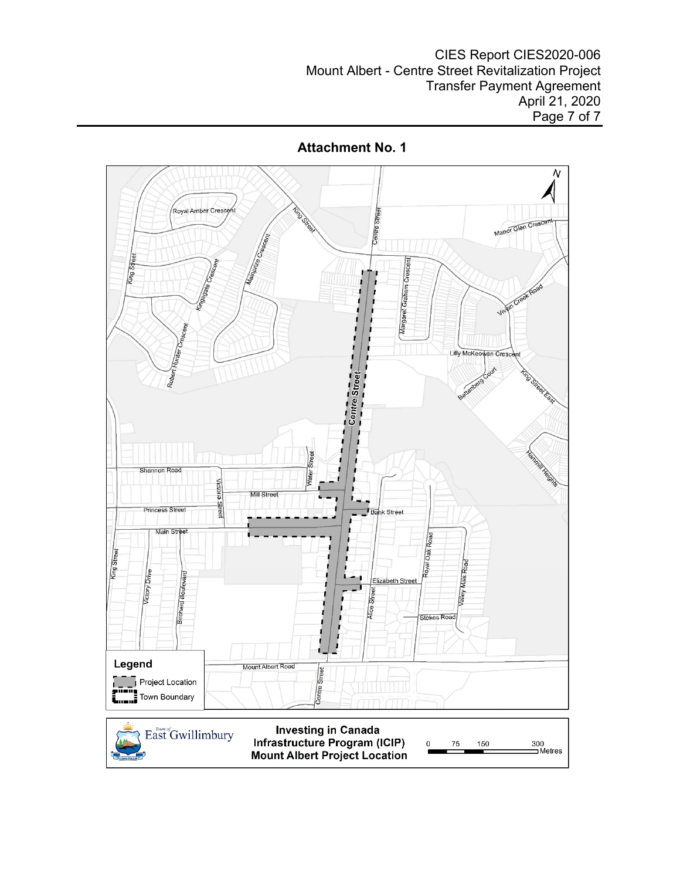## Attachment No. 1

N

Royal Amber Crescent

King Street

Centre Street

Manor Glen Crescent

King Street

Mainprize Crescent

Kingsgate Crescent

Margaret Graham Crescent

Vivian Creek Road

Robert Hunter Crescent

Lilly McKeowan Crescent

Battenberg Court

King Street East

Centre Street

Hammill Heights

Water Street

Shannon Road

Victoria Street

Mill Street

Princess Street

Bank Street

Main Street

King Street

Royal Oak Road

Victory Drive

Birchard Boulevard

Valley Mills Road

Elizabeth Street

Alice Street

Stokes Road

Legend

Project Location

Town Boundary

Mount Albert Road

Centre Street

East Gwillimbury

**Investing in Canada Infrastructure Program (ICIP) Mount Albert Project Location**

0 75 150 300 Metres